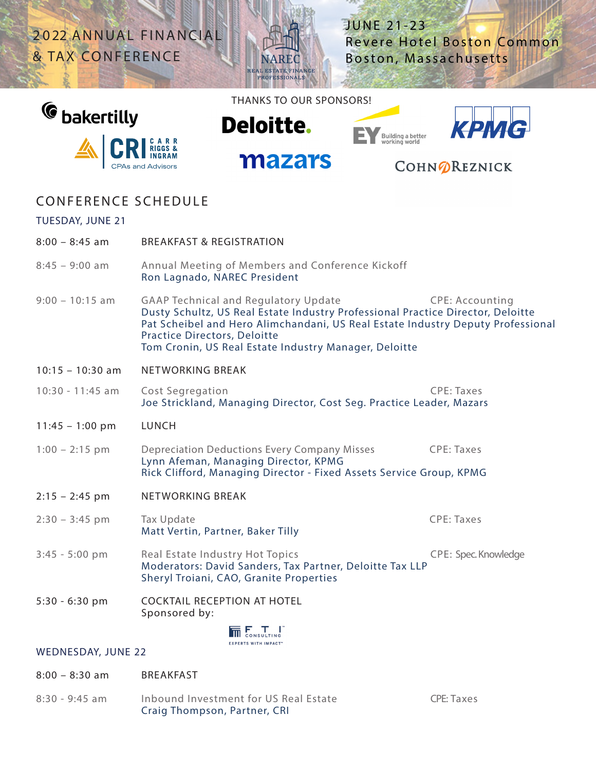# 2022 ANNUAL FINANCIAL & TAX CONFERENCE

NAREC
REAL ESTATE FINANCE PROFESSIONALS

JUNE 21-23
Revere Hotel Boston Common
Boston, Massachusetts

THANKS TO OUR SPONSORS!

bakertilly · CRI Carr Riggs & Ingram CPAs and Advisors · Deloitte. · mazars · EY Building a better working world · KPMG · CohnReznick

## CONFERENCE SCHEDULE

### TUESDAY, JUNE 21

| Time | Session | CPE |
|---|---|---|
| 8:00 – 8:45 am | BREAKFAST & REGISTRATION | |
| 8:45 – 9:00 am | Annual Meeting of Members and Conference Kickoff<br>Ron Lagnado, NAREC President | |
| 9:00 – 10:15 am | GAAP Technical and Regulatory Update<br>Dusty Schultz, US Real Estate Industry Professional Practice Director, Deloitte<br>Pat Scheibel and Hero Alimchandani, US Real Estate Industry Deputy Professional Practice Directors, Deloitte<br>Tom Cronin, US Real Estate Industry Manager, Deloitte | CPE: Accounting |
| 10:15 – 10:30 am | NETWORKING BREAK | |
| 10:30 - 11:45 am | Cost Segregation<br>Joe Strickland, Managing Director, Cost Seg. Practice Leader, Mazars | CPE: Taxes |
| 11:45 – 1:00 pm | LUNCH | |
| 1:00 – 2:15 pm | Depreciation Deductions Every Company Misses<br>Lynn Afeman, Managing Director, KPMG<br>Rick Clifford, Managing Director - Fixed Assets Service Group, KPMG | CPE: Taxes |
| 2:15 – 2:45 pm | NETWORKING BREAK | |
| 2:30 – 3:45 pm | Tax Update<br>Matt Vertin, Partner, Baker Tilly | CPE: Taxes |
| 3:45 - 5:00 pm | Real Estate Industry Hot Topics<br>Moderators: David Sanders, Tax Partner, Deloitte Tax LLP<br>Sheryl Troiani, CAO, Granite Properties | CPE: Spec. Knowledge |
| 5:30 - 6:30 pm | COCKTAIL RECEPTION AT HOTEL<br>Sponsored by: FTI Consulting – Experts with Impact | |

### WEDNESDAY, JUNE 22

| Time | Session | CPE |
|---|---|---|
| 8:00 – 8:30 am | BREAKFAST | |
| 8:30 - 9:45 am | Inbound Investment for US Real Estate<br>Craig Thompson, Partner, CRI | CPE: Taxes |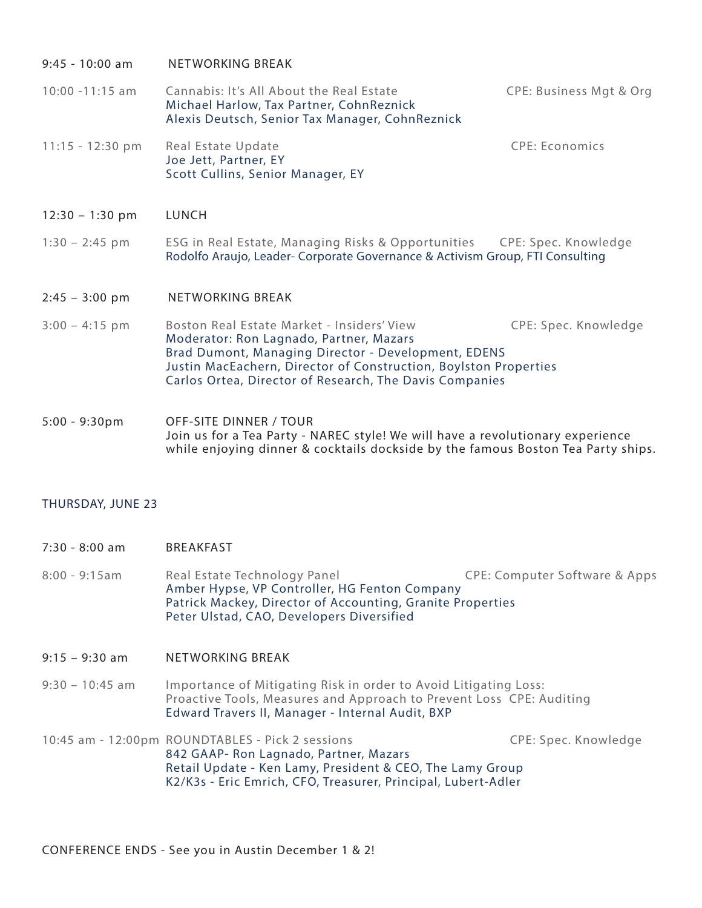9:45 - 10:00 am NETWORKING BREAK

10:00 -11:15 am Cannabis: It's All About the Real Estate CPE: Business Mgt & Org
Michael Harlow, Tax Partner, CohnReznick
Alexis Deutsch, Senior Tax Manager, CohnReznick

11:15 - 12:30 pm Real Estate Update CPE: Economics
Joe Jett, Partner, EY
Scott Cullins, Senior Manager, EY

12:30 – 1:30 pm LUNCH

1:30 – 2:45 pm ESG in Real Estate, Managing Risks & Opportunities CPE: Spec. Knowledge
Rodolfo Araujo, Leader- Corporate Governance & Activism Group, FTI Consulting

2:45 – 3:00 pm NETWORKING BREAK

3:00 – 4:15 pm Boston Real Estate Market - Insiders' View CPE: Spec. Knowledge
Moderator: Ron Lagnado, Partner, Mazars
Brad Dumont, Managing Director - Development, EDENS
Justin MacEachern, Director of Construction, Boylston Properties
Carlos Ortea, Director of Research, The Davis Companies

5:00 - 9:30pm OFF-SITE DINNER / TOUR
Join us for a Tea Party - NAREC style! We will have a revolutionary experience while enjoying dinner & cocktails dockside by the famous Boston Tea Party ships.

## THURSDAY, JUNE 23

7:30 - 8:00 am BREAKFAST

8:00 - 9:15am Real Estate Technology Panel CPE: Computer Software & Apps
Amber Hypse, VP Controller, HG Fenton Company
Patrick Mackey, Director of Accounting, Granite Properties
Peter Ulstad, CAO, Developers Diversified

9:15 – 9:30 am NETWORKING BREAK

9:30 – 10:45 am Importance of Mitigating Risk in order to Avoid Litigating Loss: Proactive Tools, Measures and Approach to Prevent Loss CPE: Auditing
Edward Travers II, Manager - Internal Audit, BXP

10:45 am - 12:00pm ROUNDTABLES - Pick 2 sessions CPE: Spec. Knowledge
842 GAAP- Ron Lagnado, Partner, Mazars
Retail Update - Ken Lamy, President & CEO, The Lamy Group
K2/K3s - Eric Emrich, CFO, Treasurer, Principal, Lubert-Adler

CONFERENCE ENDS - See you in Austin December 1 & 2!